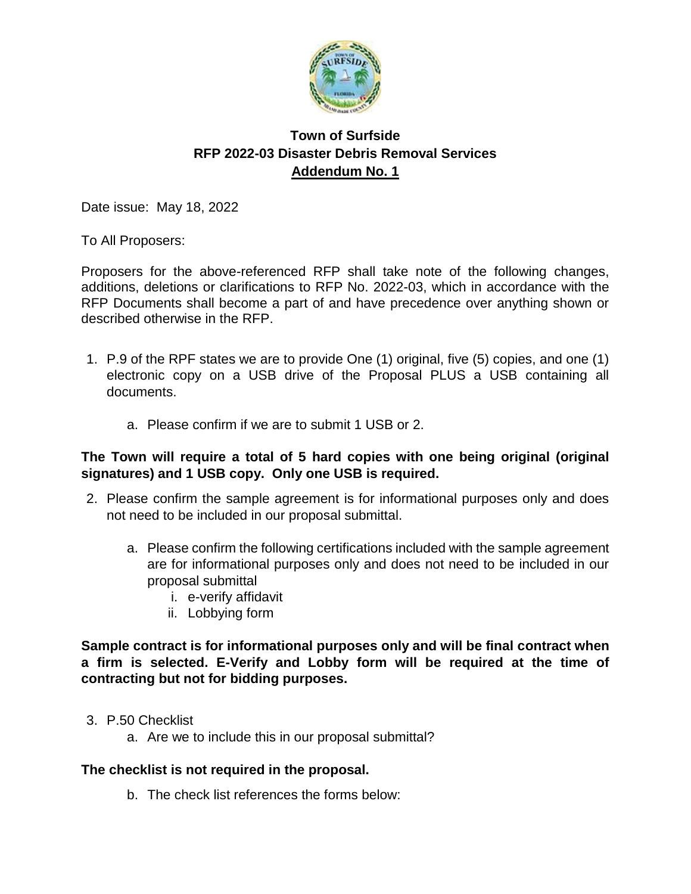**Town of Surfside**
**RFP 2022-03 Disaster Debris Removal Services**
**Addendum No. 1**

Date issue: May 18, 2022

To All Proposers:

Proposers for the above-referenced RFP shall take note of the following changes, additions, deletions or clarifications to RFP No. 2022-03, which in accordance with the RFP Documents shall become a part of and have precedence over anything shown or described otherwise in the RFP.

1. P.9 of the RPF states we are to provide One (1) original, five (5) copies, and one (1) electronic copy on a USB drive of the Proposal PLUS a USB containing all documents.

    a. Please confirm if we are to submit 1 USB or 2.

**The Town will require a total of 5 hard copies with one being original (original signatures) and 1 USB copy. Only one USB is required.**

2. Please confirm the sample agreement is for informational purposes only and does not need to be included in our proposal submittal.

    a. Please confirm the following certifications included with the sample agreement are for informational purposes only and does not need to be included in our proposal submittal
        i. e-verify affidavit
        ii. Lobbying form

**Sample contract is for informational purposes only and will be final contract when a firm is selected. E-Verify and Lobby form will be required at the time of contracting but not for bidding purposes.**

3. P.50 Checklist
    a. Are we to include this in our proposal submittal?

**The checklist is not required in the proposal.**

    b. The check list references the forms below: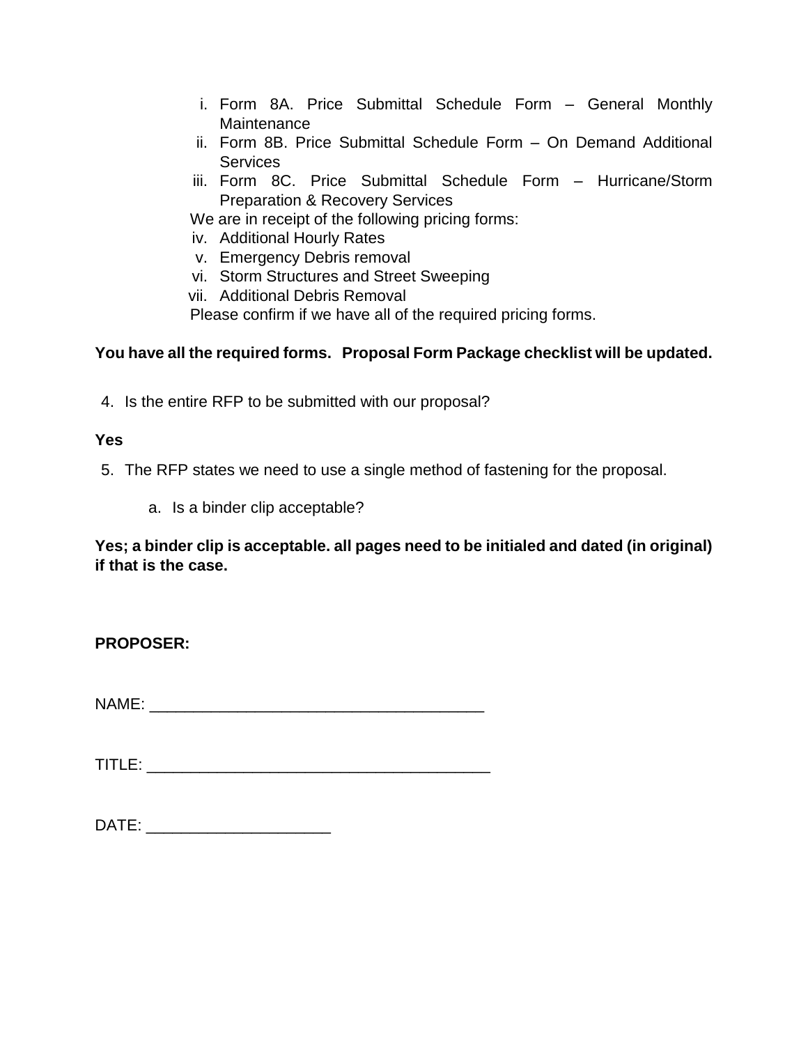i. Form 8A. Price Submittal Schedule Form – General Monthly Maintenance
ii. Form 8B. Price Submittal Schedule Form – On Demand Additional Services
iii. Form 8C. Price Submittal Schedule Form – Hurricane/Storm Preparation & Recovery Services

We are in receipt of the following pricing forms:

iv. Additional Hourly Rates
v. Emergency Debris removal
vi. Storm Structures and Street Sweeping
vii. Additional Debris Removal

Please confirm if we have all of the required pricing forms.

**You have all the required forms. Proposal Form Package checklist will be updated.**

4. Is the entire RFP to be submitted with our proposal?

**Yes**

5. The RFP states we need to use a single method of fastening for the proposal.

   a. Is a binder clip acceptable?

**Yes; a binder clip is acceptable. all pages need to be initialed and dated (in original) if that is the case.**

**PROPOSER:**

NAME: ______________________________________

TITLE: ______________________________________

DATE: ____________________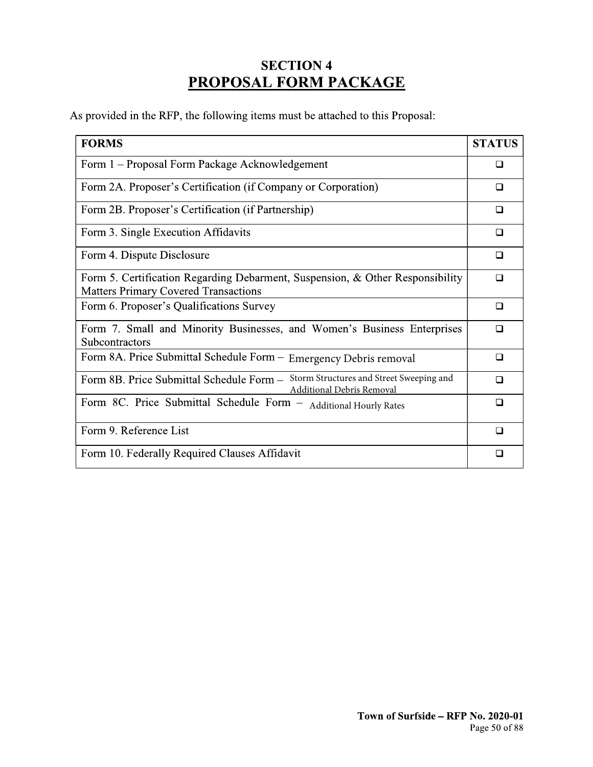# SECTION 4

## PROPOSAL FORM PACKAGE

As provided in the RFP, the following items must be attached to this Proposal:

| FORMS | STATUS |
|---|---|
| Form 1 – Proposal Form Package Acknowledgement | ❑ |
| Form 2A. Proposer's Certification (if Company or Corporation) | ❑ |
| Form 2B. Proposer's Certification (if Partnership) | ❑ |
| Form 3. Single Execution Affidavits | ❑ |
| Form 4. Dispute Disclosure | ❑ |
| Form 5. Certification Regarding Debarment, Suspension, & Other Responsibility Matters Primary Covered Transactions | ❑ |
| Form 6. Proposer's Qualifications Survey | ❑ |
| Form 7. Small and Minority Businesses, and Women's Business Enterprises Subcontractors | ❑ |
| Form 8A. Price Submittal Schedule Form – Emergency Debris removal | ❑ |
| Form 8B. Price Submittal Schedule Form – Storm Structures and Street Sweeping and Additional Debris Removal | ❑ |
| Form 8C. Price Submittal Schedule Form – Additional Hourly Rates | ❑ |
| Form 9. Reference List | ❑ |
| Form 10. Federally Required Clauses Affidavit | ❑ |